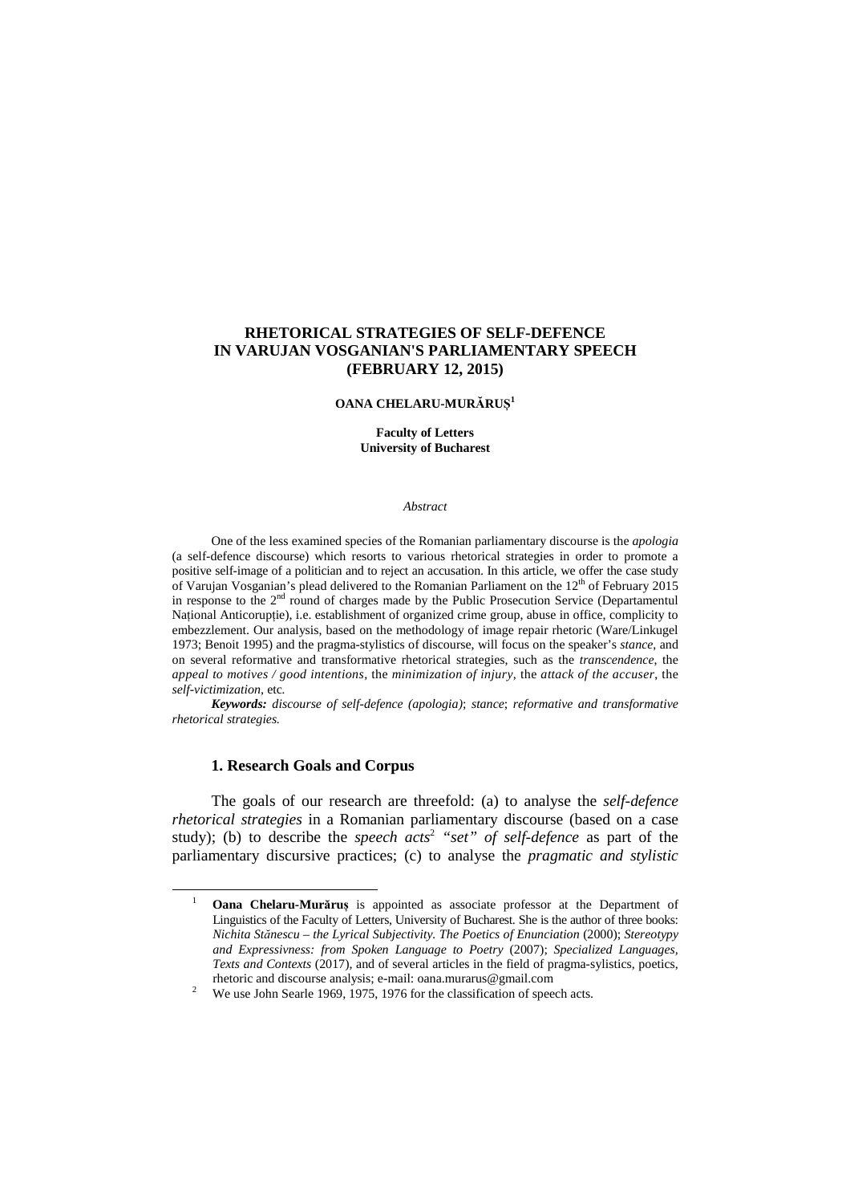# RHETORICAL STRATEGIES OF SELF-DEFENCE IN VARUJAN VOSGANIAN'S PARLIAMENTARY SPEECH (FEBRUARY 12, 2015)

**OANA CHELARU-MURĂRUȘ**[1]

**Faculty of Letters**
**University of Bucharest**

*Abstract*

One of the less examined species of the Romanian parliamentary discourse is the *apologia* (a self-defence discourse) which resorts to various rhetorical strategies in order to promote a positive self-image of a politician and to reject an accusation. In this article, we offer the case study of Varujan Vosganian's plead delivered to the Romanian Parliament on the 12th of February 2015 in response to the 2nd round of charges made by the Public Prosecution Service (Departamentul Național Anticorupție), i.e. establishment of organized crime group, abuse in office, complicity to embezzlement. Our analysis, based on the methodology of image repair rhetoric (Ware/Linkugel 1973; Benoit 1995) and the pragma-stylistics of discourse, will focus on the speaker's *stance*, and on several reformative and transformative rhetorical strategies, such as the *transcendence*, the *appeal to motives / good intentions*, the *minimization of injury*, the *attack of the accuser*, the *self-victimization*, etc.

***Keywords:*** *discourse of self-defence (apologia)*; *stance*; *reformative and transformative rhetorical strategies.*

## 1. Research Goals and Corpus

The goals of our research are threefold: (a) to analyse the *self-defence rhetorical strategies* in a Romanian parliamentary discourse (based on a case study); (b) to describe the *speech acts*[2] *"set" of self-defence* as part of the parliamentary discursive practices; (c) to analyse the *pragmatic and stylistic*

---

[1] **Oana Chelaru-Murăruș** is appointed as associate professor at the Department of Linguistics of the Faculty of Letters, University of Bucharest. She is the author of three books: *Nichita Stănescu – the Lyrical Subjectivity. The Poetics of Enunciation* (2000); *Stereotypy and Expressivness: from Spoken Language to Poetry* (2007); *Specialized Languages, Texts and Contexts* (2017), and of several articles in the field of pragma-sylistics, poetics, rhetoric and discourse analysis; e-mail: oana.murarus@gmail.com

[2] We use John Searle 1969, 1975, 1976 for the classification of speech acts.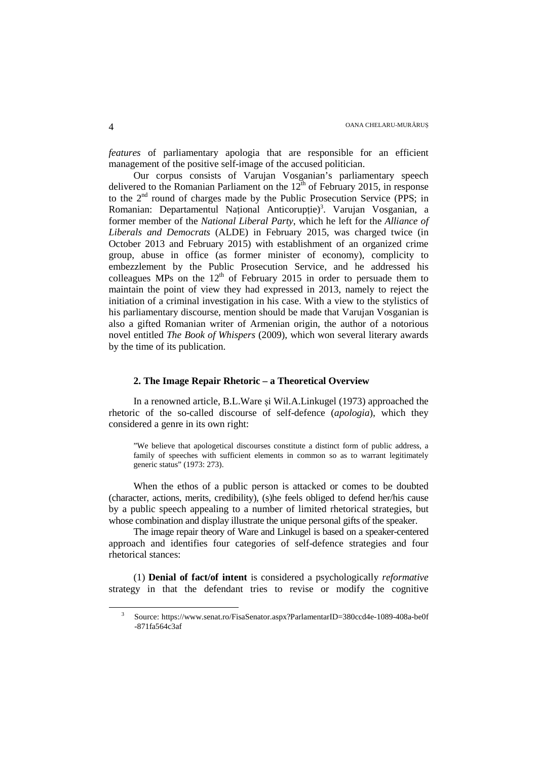*features* of parliamentary apologia that are responsible for an efficient management of the positive self-image of the accused politician.

Our corpus consists of Varujan Vosganian's parliamentary speech delivered to the Romanian Parliament on the 12$^{th}$ of February 2015, in response to the 2$^{nd}$ round of charges made by the Public Prosecution Service (PPS; in Romanian: Departamentul Național Anticorupție)[3]. Varujan Vosganian, a former member of the *National Liberal Party*, which he left for the *Alliance of Liberals and Democrats* (ALDE) in February 2015, was charged twice (in October 2013 and February 2015) with establishment of an organized crime group, abuse in office (as former minister of economy), complicity to embezzlement by the Public Prosecution Service, and he addressed his colleagues MPs on the 12$^{th}$ of February 2015 in order to persuade them to maintain the point of view they had expressed in 2013, namely to reject the initiation of a criminal investigation in his case. With a view to the stylistics of his parliamentary discourse, mention should be made that Varujan Vosganian is also a gifted Romanian writer of Armenian origin, the author of a notorious novel entitled *The Book of Whispers* (2009), which won several literary awards by the time of its publication.

## 2. The Image Repair Rhetoric – a Theoretical Overview

In a renowned article, B.L.Ware și Wil.A.Linkugel (1973) approached the rhetoric of the so-called discourse of self-defence (*apologia*), which they considered a genre in its own right:

> ”We believe that apologetical discourses constitute a distinct form of public address, a family of speeches with sufficient elements in common so as to warrant legitimately generic status” (1973: 273).

When the ethos of a public person is attacked or comes to be doubted (character, actions, merits, credibility), (s)he feels obliged to defend her/his cause by a public speech appealing to a number of limited rhetorical strategies, but whose combination and display illustrate the unique personal gifts of the speaker.

The image repair theory of Ware and Linkugel is based on a speaker-centered approach and identifies four categories of self-defence strategies and four rhetorical stances:

(1) **Denial of fact/of intent** is considered a psychologically *reformative* strategy in that the defendant tries to revise or modify the cognitive

---

[3] Source: https://www.senat.ro/FisaSenator.aspx?ParlamentarID=380ccd4e-1089-408a-be0f-871fa564c3af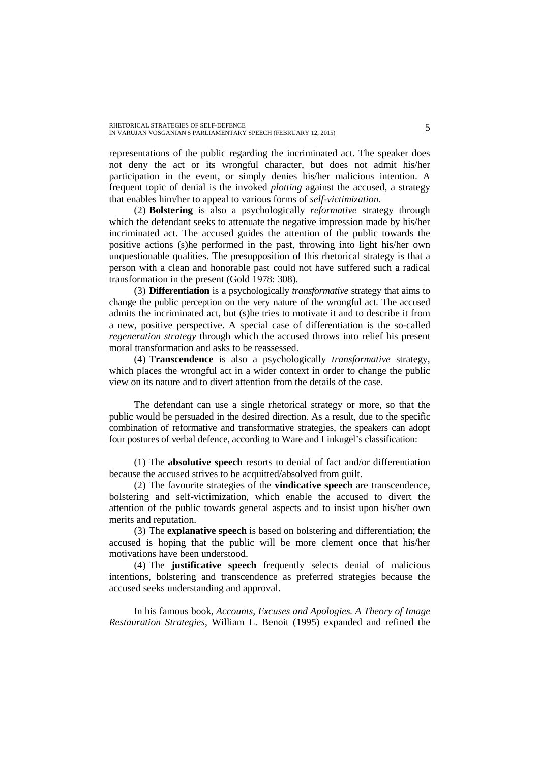representations of the public regarding the incriminated act. The speaker does not deny the act or its wrongful character, but does not admit his/her participation in the event, or simply denies his/her malicious intention. A frequent topic of denial is the invoked *plotting* against the accused, a strategy that enables him/her to appeal to various forms of *self-victimization*.

(2) **Bolstering** is also a psychologically *reformative* strategy through which the defendant seeks to attenuate the negative impression made by his/her incriminated act. The accused guides the attention of the public towards the positive actions (s)he performed in the past, throwing into light his/her own unquestionable qualities. The presupposition of this rhetorical strategy is that a person with a clean and honorable past could not have suffered such a radical transformation in the present (Gold 1978: 308).

(3) **Differentiation** is a psychologically *transformative* strategy that aims to change the public perception on the very nature of the wrongful act. The accused admits the incriminated act, but (s)he tries to motivate it and to describe it from a new, positive perspective. A special case of differentiation is the so-called *regeneration strategy* through which the accused throws into relief his present moral transformation and asks to be reassessed.

(4) **Transcendence** is also a psychologically *transformative* strategy, which places the wrongful act in a wider context in order to change the public view on its nature and to divert attention from the details of the case.

The defendant can use a single rhetorical strategy or more, so that the public would be persuaded in the desired direction. As a result, due to the specific combination of reformative and transformative strategies, the speakers can adopt four postures of verbal defence, according to Ware and Linkugel's classification:

(1) The **absolutive speech** resorts to denial of fact and/or differentiation because the accused strives to be acquitted/absolved from guilt.

(2) The favourite strategies of the **vindicative speech** are transcendence, bolstering and self-victimization, which enable the accused to divert the attention of the public towards general aspects and to insist upon his/her own merits and reputation.

(3) The **explanative speech** is based on bolstering and differentiation; the accused is hoping that the public will be more clement once that his/her motivations have been understood.

(4) The **justificative speech** frequently selects denial of malicious intentions, bolstering and transcendence as preferred strategies because the accused seeks understanding and approval.

In his famous book, *Accounts, Excuses and Apologies. A Theory of Image Restauration Strategies*, William L. Benoit (1995) expanded and refined the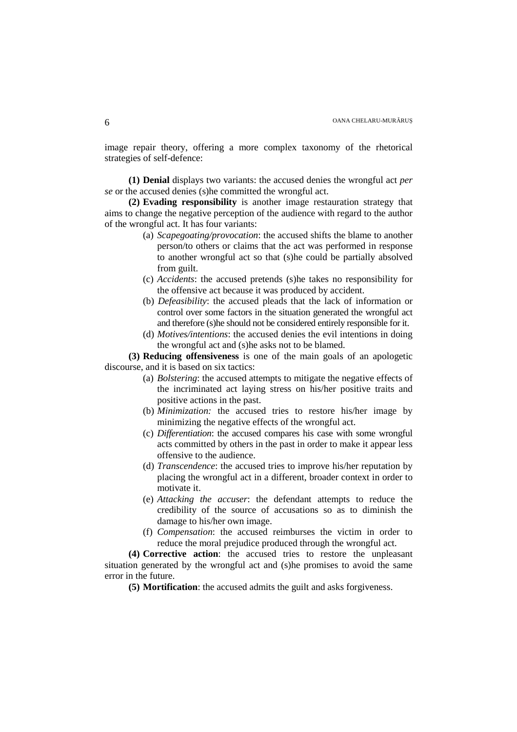image repair theory, offering a more complex taxonomy of the rhetorical strategies of self-defence:

**(1) Denial** displays two variants: the accused denies the wrongful act *per se* or the accused denies (s)he committed the wrongful act.

**(2) Evading responsibility** is another image restauration strategy that aims to change the negative perception of the audience with regard to the author of the wrongful act. It has four variants:

(a) *Scapegoating/provocation*: the accused shifts the blame to another person/to others or claims that the act was performed in response to another wrongful act so that (s)he could be partially absolved from guilt.

(c) *Accidents*: the accused pretends (s)he takes no responsibility for the offensive act because it was produced by accident.

(b) *Defeasibility*: the accused pleads that the lack of information or control over some factors in the situation generated the wrongful act and therefore (s)he should not be considered entirely responsible for it.

(d) *Motives/intentions*: the accused denies the evil intentions in doing the wrongful act and (s)he asks not to be blamed.

**(3) Reducing offensiveness** is one of the main goals of an apologetic discourse, and it is based on six tactics:

(a) *Bolstering*: the accused attempts to mitigate the negative effects of the incriminated act laying stress on his/her positive traits and positive actions in the past.

(b) *Minimization:* the accused tries to restore his/her image by minimizing the negative effects of the wrongful act.

(c) *Differentiation*: the accused compares his case with some wrongful acts committed by others in the past in order to make it appear less offensive to the audience.

(d) *Transcendence*: the accused tries to improve his/her reputation by placing the wrongful act in a different, broader context in order to motivate it.

(e) *Attacking the accuser*: the defendant attempts to reduce the credibility of the source of accusations so as to diminish the damage to his/her own image.

(f) *Compensation*: the accused reimburses the victim in order to reduce the moral prejudice produced through the wrongful act.

**(4) Corrective action**: the accused tries to restore the unpleasant situation generated by the wrongful act and (s)he promises to avoid the same error in the future.

**(5) Mortification**: the accused admits the guilt and asks forgiveness.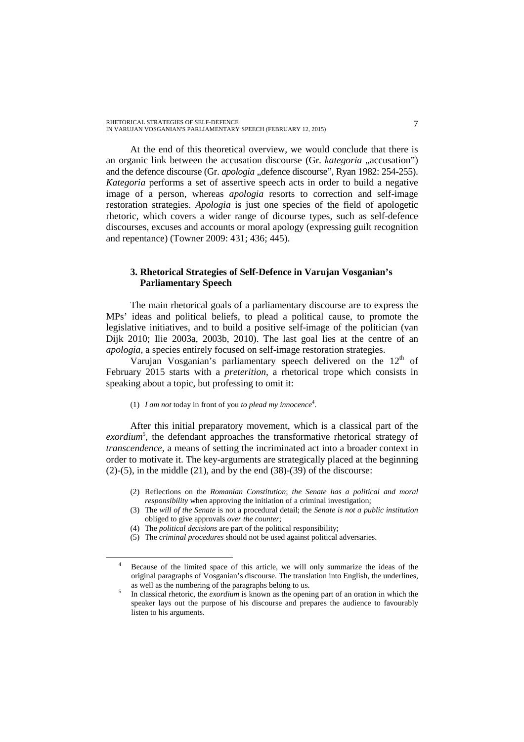At the end of this theoretical overview, we would conclude that there is an organic link between the accusation discourse (Gr. *kategoria* „accusation") and the defence discourse (Gr. *apologia* „defence discourse", Ryan 1982: 254-255). *Kategoria* performs a set of assertive speech acts in order to build a negative image of a person, whereas *apologia* resorts to correction and self-image restoration strategies. *Apologia* is just one species of the field of apologetic rhetoric, which covers a wider range of dicourse types, such as self-defence discourses, excuses and accounts or moral apology (expressing guilt recognition and repentance) (Towner 2009: 431; 436; 445).

## 3. Rhetorical Strategies of Self-Defence in Varujan Vosganian's Parliamentary Speech

The main rhetorical goals of a parliamentary discourse are to express the MPs' ideas and political beliefs, to plead a political cause, to promote the legislative initiatives, and to build a positive self-image of the politician (van Dijk 2010; Ilie 2003a, 2003b, 2010). The last goal lies at the centre of an *apologia*, a species entirely focused on self-image restoration strategies.

Varujan Vosganian's parliamentary speech delivered on the 12th of February 2015 starts with a *preterition*, a rhetorical trope which consists in speaking about a topic, but professing to omit it:

(1) *I am not* today in front of you *to plead my innocence*[4].

After this initial preparatory movement, which is a classical part of the *exordium*[5], the defendant approaches the transformative rhetorical strategy of *transcendence*, a means of setting the incriminated act into a broader context in order to motivate it. The key-arguments are strategically placed at the beginning (2)-(5), in the middle (21), and by the end (38)-(39) of the discourse:

(2) Reflections on the *Romanian Constitution*; *the Senate has a political and moral responsibility* when approving the initiation of a criminal investigation;
(3) The *will of the Senate* is not a procedural detail; the *Senate is not a public institution* obliged to give approvals *over the counter*;
(4) The *political decisions* are part of the political responsibility;
(5) The *criminal procedures* should not be used against political adversaries.

---

[4] Because of the limited space of this article, we will only summarize the ideas of the original paragraphs of Vosganian's discourse. The translation into English, the underlines, as well as the numbering of the paragraphs belong to us.

[5] In classical rhetoric, the *exordium* is known as the opening part of an oration in which the speaker lays out the purpose of his discourse and prepares the audience to favourably listen to his arguments.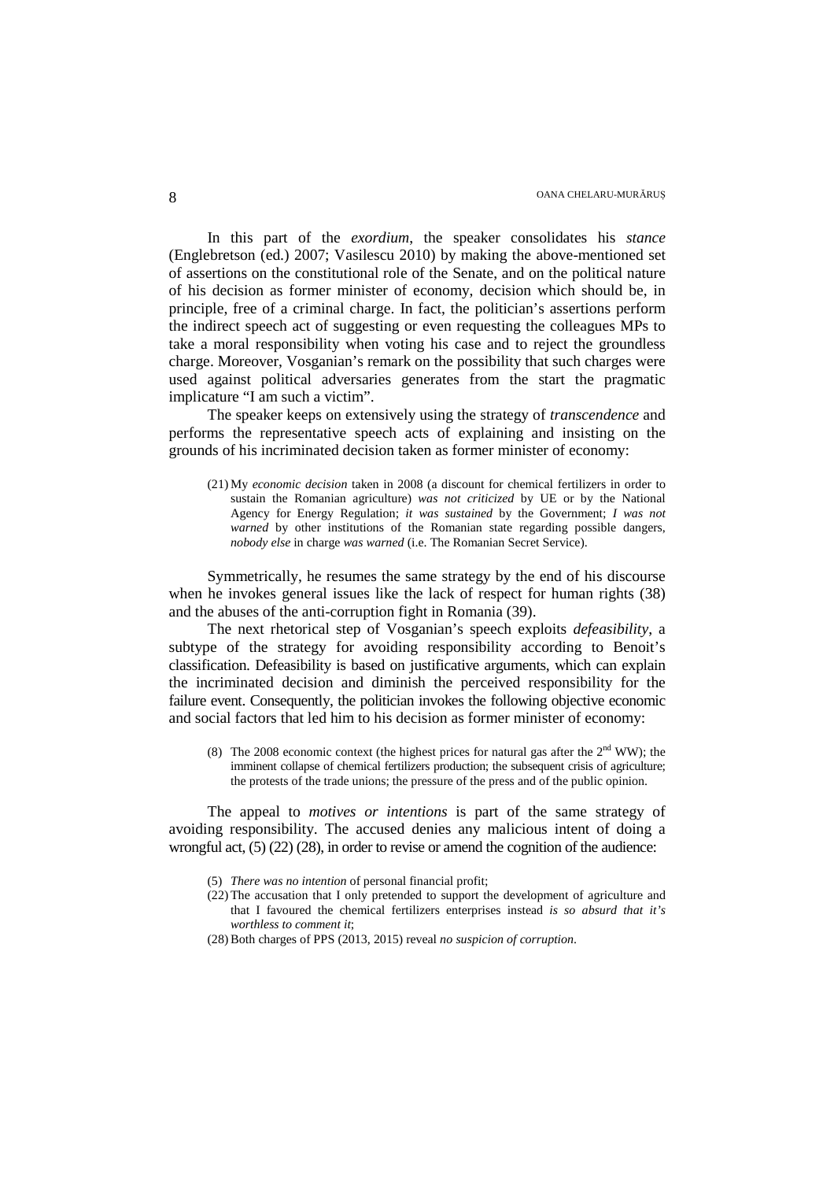In this part of the *exordium*, the speaker consolidates his *stance* (Englebretson (ed.) 2007; Vasilescu 2010) by making the above-mentioned set of assertions on the constitutional role of the Senate, and on the political nature of his decision as former minister of economy, decision which should be, in principle, free of a criminal charge. In fact, the politician's assertions perform the indirect speech act of suggesting or even requesting the colleagues MPs to take a moral responsibility when voting his case and to reject the groundless charge. Moreover, Vosganian's remark on the possibility that such charges were used against political adversaries generates from the start the pragmatic implicature "I am such a victim".

The speaker keeps on extensively using the strategy of *transcendence* and performs the representative speech acts of explaining and insisting on the grounds of his incriminated decision taken as former minister of economy:

(21) My *economic decision* taken in 2008 (a discount for chemical fertilizers in order to sustain the Romanian agriculture) *was not criticized* by UE or by the National Agency for Energy Regulation; *it was sustained* by the Government; *I was not warned* by other institutions of the Romanian state regarding possible dangers, *nobody else* in charge *was warned* (i.e. The Romanian Secret Service).

Symmetrically, he resumes the same strategy by the end of his discourse when he invokes general issues like the lack of respect for human rights (38) and the abuses of the anti-corruption fight in Romania (39).

The next rhetorical step of Vosganian's speech exploits *defeasibility*, a subtype of the strategy for avoiding responsibility according to Benoit's classification. Defeasibility is based on justificative arguments, which can explain the incriminated decision and diminish the perceived responsibility for the failure event. Consequently, the politician invokes the following objective economic and social factors that led him to his decision as former minister of economy:

(8) The 2008 economic context (the highest prices for natural gas after the 2nd WW); the imminent collapse of chemical fertilizers production; the subsequent crisis of agriculture; the protests of the trade unions; the pressure of the press and of the public opinion.

The appeal to *motives or intentions* is part of the same strategy of avoiding responsibility. The accused denies any malicious intent of doing a wrongful act, (5) (22) (28), in order to revise or amend the cognition of the audience:

(5) *There was no intention* of personal financial profit;

(22) The accusation that I only pretended to support the development of agriculture and that I favoured the chemical fertilizers enterprises instead *is so absurd that it's worthless to comment it*;

(28) Both charges of PPS (2013, 2015) reveal *no suspicion of corruption*.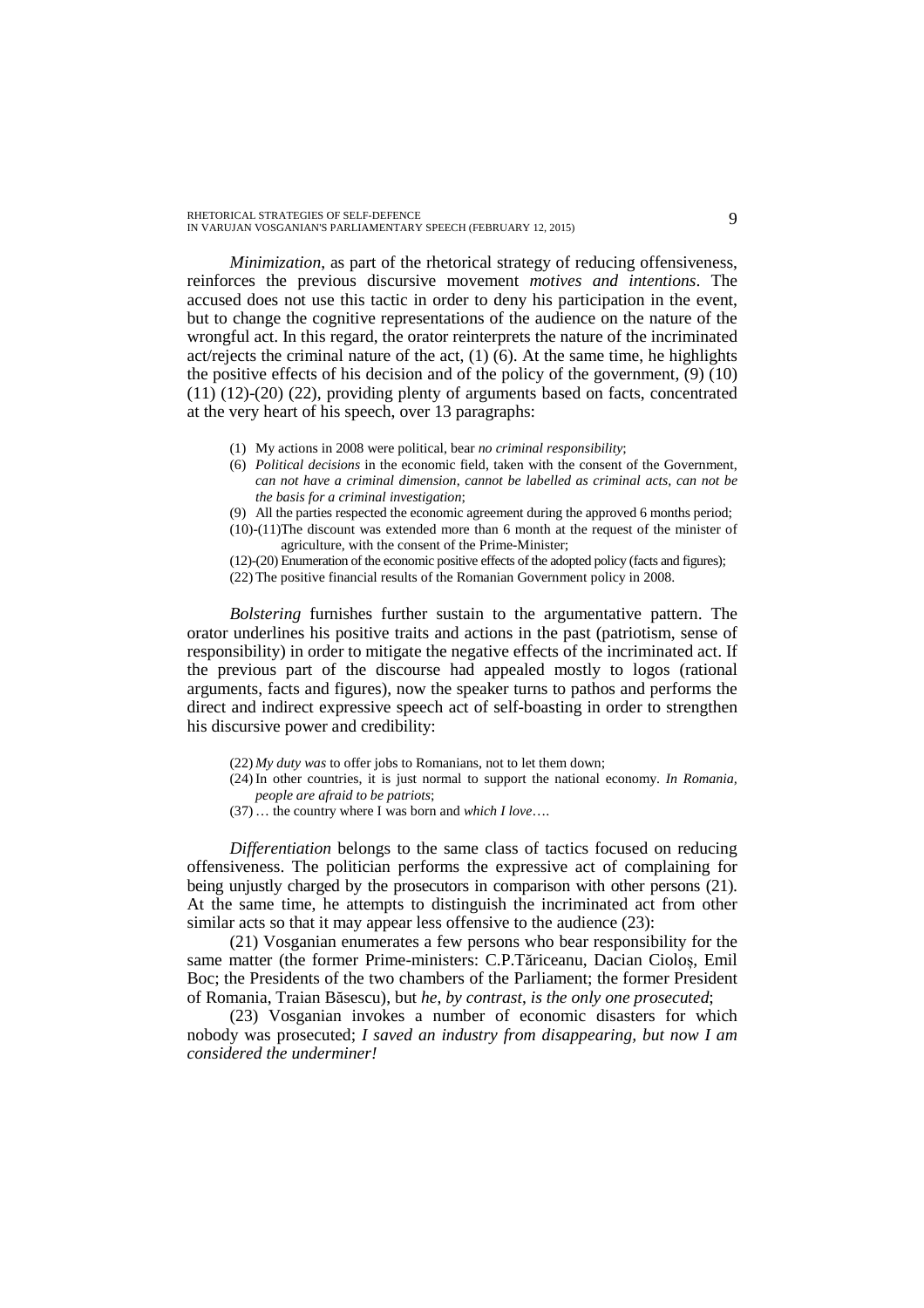*Minimization*, as part of the rhetorical strategy of reducing offensiveness, reinforces the previous discursive movement *motives and intentions*. The accused does not use this tactic in order to deny his participation in the event, but to change the cognitive representations of the audience on the nature of the wrongful act. In this regard, the orator reinterprets the nature of the incriminated act/rejects the criminal nature of the act, (1) (6). At the same time, he highlights the positive effects of his decision and of the policy of the government, (9) (10) (11) (12)-(20) (22), providing plenty of arguments based on facts, concentrated at the very heart of his speech, over 13 paragraphs:

(1) My actions in 2008 were political, bear *no criminal responsibility*;

(6) *Political decisions* in the economic field, taken with the consent of the Government, *can not have a criminal dimension, cannot be labelled as criminal acts, can not be the basis for a criminal investigation*;

(9) All the parties respected the economic agreement during the approved 6 months period;

(10)-(11) The discount was extended more than 6 month at the request of the minister of agriculture, with the consent of the Prime-Minister;

(12)-(20) Enumeration of the economic positive effects of the adopted policy (facts and figures);

(22) The positive financial results of the Romanian Government policy in 2008.

*Bolstering* furnishes further sustain to the argumentative pattern. The orator underlines his positive traits and actions in the past (patriotism, sense of responsibility) in order to mitigate the negative effects of the incriminated act. If the previous part of the discourse had appealed mostly to logos (rational arguments, facts and figures), now the speaker turns to pathos and performs the direct and indirect expressive speech act of self-boasting in order to strengthen his discursive power and credibility:

(22) *My duty was* to offer jobs to Romanians, not to let them down;

(24) In other countries, it is just normal to support the national economy. *In Romania, people are afraid to be patriots*;

(37) … the country where I was born and *which I love*….

*Differentiation* belongs to the same class of tactics focused on reducing offensiveness. The politician performs the expressive act of complaining for being unjustly charged by the prosecutors in comparison with other persons (21). At the same time, he attempts to distinguish the incriminated act from other similar acts so that it may appear less offensive to the audience (23):

(21) Vosganian enumerates a few persons who bear responsibility for the same matter (the former Prime-ministers: C.P.Tăriceanu, Dacian Cioloș, Emil Boc; the Presidents of the two chambers of the Parliament; the former President of Romania, Traian Băsescu), but *he, by contrast, is the only one prosecuted*;

(23) Vosganian invokes a number of economic disasters for which nobody was prosecuted; *I saved an industry from disappearing, but now I am considered the underminer!*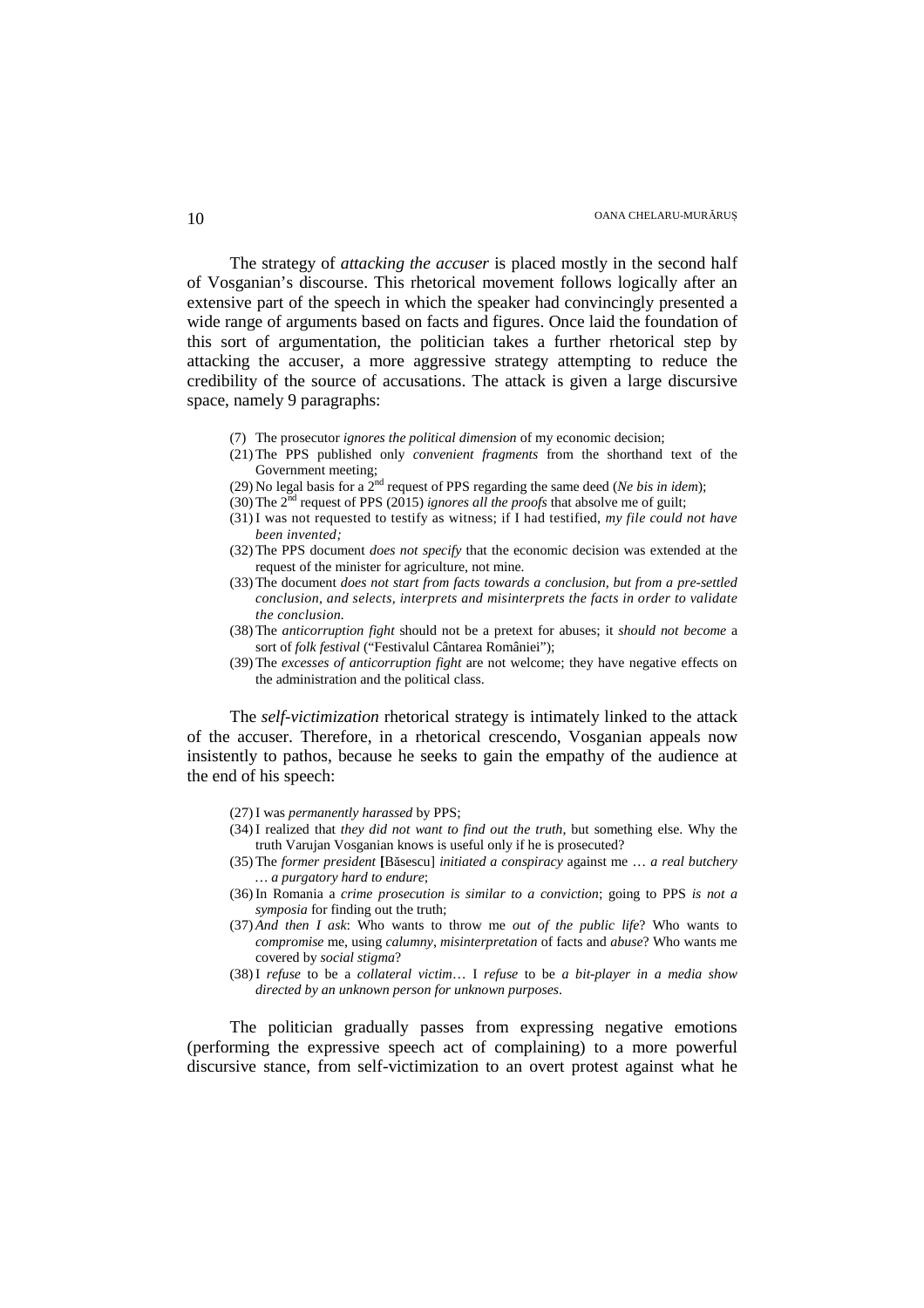The strategy of *attacking the accuser* is placed mostly in the second half of Vosganian's discourse. This rhetorical movement follows logically after an extensive part of the speech in which the speaker had convincingly presented a wide range of arguments based on facts and figures. Once laid the foundation of this sort of argumentation, the politician takes a further rhetorical step by attacking the accuser, a more aggressive strategy attempting to reduce the credibility of the source of accusations. The attack is given a large discursive space, namely 9 paragraphs:

(7) The prosecutor *ignores the political dimension* of my economic decision;
(21) The PPS published only *convenient fragments* from the shorthand text of the Government meeting;
(29) No legal basis for a 2nd request of PPS regarding the same deed (*Ne bis in idem*);
(30) The 2nd request of PPS (2015) *ignores all the proofs* that absolve me of guilt;
(31) I was not requested to testify as witness; if I had testified, *my file could not have been invented;*
(32) The PPS document *does not specify* that the economic decision was extended at the request of the minister for agriculture, not mine.
(33) The document *does not start from facts towards a conclusion, but from a pre-settled conclusion, and selects, interprets and misinterprets the facts in order to validate the conclusion.*
(38) The *anticorruption fight* should not be a pretext for abuses; it *should not become* a sort of *folk festival* ("Festivalul Cântarea României");
(39) The *excesses of anticorruption fight* are not welcome; they have negative effects on the administration and the political class.

The *self-victimization* rhetorical strategy is intimately linked to the attack of the accuser. Therefore, in a rhetorical crescendo, Vosganian appeals now insistently to pathos, because he seeks to gain the empathy of the audience at the end of his speech:

(27) I was *permanently harassed* by PPS;
(34) I realized that *they did not want to find out the truth*, but something else. Why the truth Varujan Vosganian knows is useful only if he is prosecuted?
(35) The *former president* [Băsescu] *initiated a conspiracy* against me … *a real butchery … a purgatory hard to endure*;
(36) In Romania a *crime prosecution is similar to a conviction*; going to PPS *is not a symposia* for finding out the truth;
(37) *And then I ask*: Who wants to throw me *out of the public life*? Who wants to *compromise* me, using *calumny*, *misinterpretation* of facts and *abuse*? Who wants me covered by *social stigma*?
(38) I *refuse* to be a *collateral victim*… I *refuse* to be *a bit-player in a media show directed by an unknown person for unknown purposes*.

The politician gradually passes from expressing negative emotions (performing the expressive speech act of complaining) to a more powerful discursive stance, from self-victimization to an overt protest against what he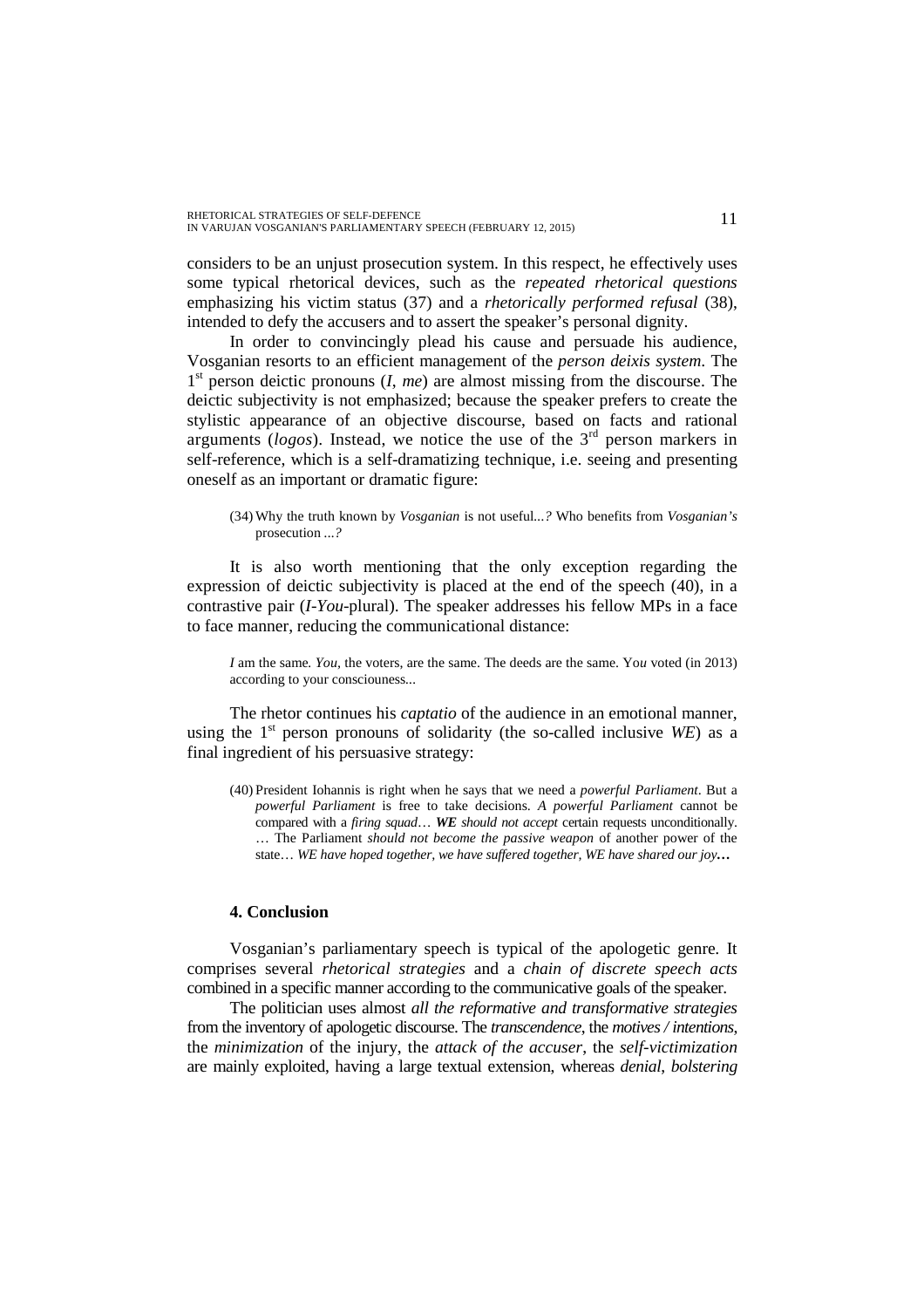considers to be an unjust prosecution system. In this respect, he effectively uses some typical rhetorical devices, such as the *repeated rhetorical questions* emphasizing his victim status (37) and a *rhetorically performed refusal* (38), intended to defy the accusers and to assert the speaker's personal dignity.

In order to convincingly plead his cause and persuade his audience, Vosganian resorts to an efficient management of the *person deixis system*. The 1st person deictic pronouns (*I*, *me*) are almost missing from the discourse. The deictic subjectivity is not emphasized; because the speaker prefers to create the stylistic appearance of an objective discourse, based on facts and rational arguments (*logos*). Instead, we notice the use of the 3rd person markers in self-reference, which is a self-dramatizing technique, i.e. seeing and presenting oneself as an important or dramatic figure:

> (34) Why the truth known by *Vosganian* is not useful...? Who benefits from *Vosganian's* prosecution ...?

It is also worth mentioning that the only exception regarding the expression of deictic subjectivity is placed at the end of the speech (40), in a contrastive pair (*I*-*You*-plural). The speaker addresses his fellow MPs in a face to face manner, reducing the communicational distance:

> *I* am the same. *You,* the voters, are the same. The deeds are the same. Y*ou* voted (in 2013) according to your consciouness...

The rhetor continues his *captatio* of the audience in an emotional manner, using the 1st person pronouns of solidarity (the so-called inclusive *WE*) as a final ingredient of his persuasive strategy:

> (40) President Iohannis is right when he says that we need a *powerful Parliament*. But a *powerful Parliament* is free to take decisions. *A powerful Parliament* cannot be compared with a *firing squad*… ***WE*** *should not accept* certain requests unconditionally. … The Parliament *should not become the passive weapon* of another power of the state… *WE have hoped together, we have suffered together, WE have shared our joy…*

### 4. Conclusion

Vosganian's parliamentary speech is typical of the apologetic genre. It comprises several *rhetorical strategies* and a *chain of discrete speech acts* combined in a specific manner according to the communicative goals of the speaker.

The politician uses almost *all the reformative and transformative strategies* from the inventory of apologetic discourse. The *transcendence*, the *motives / intentions*, the *minimization* of the injury, the *attack of the accuser*, the *self-victimization* are mainly exploited, having a large textual extension, whereas *denial*, *bolstering*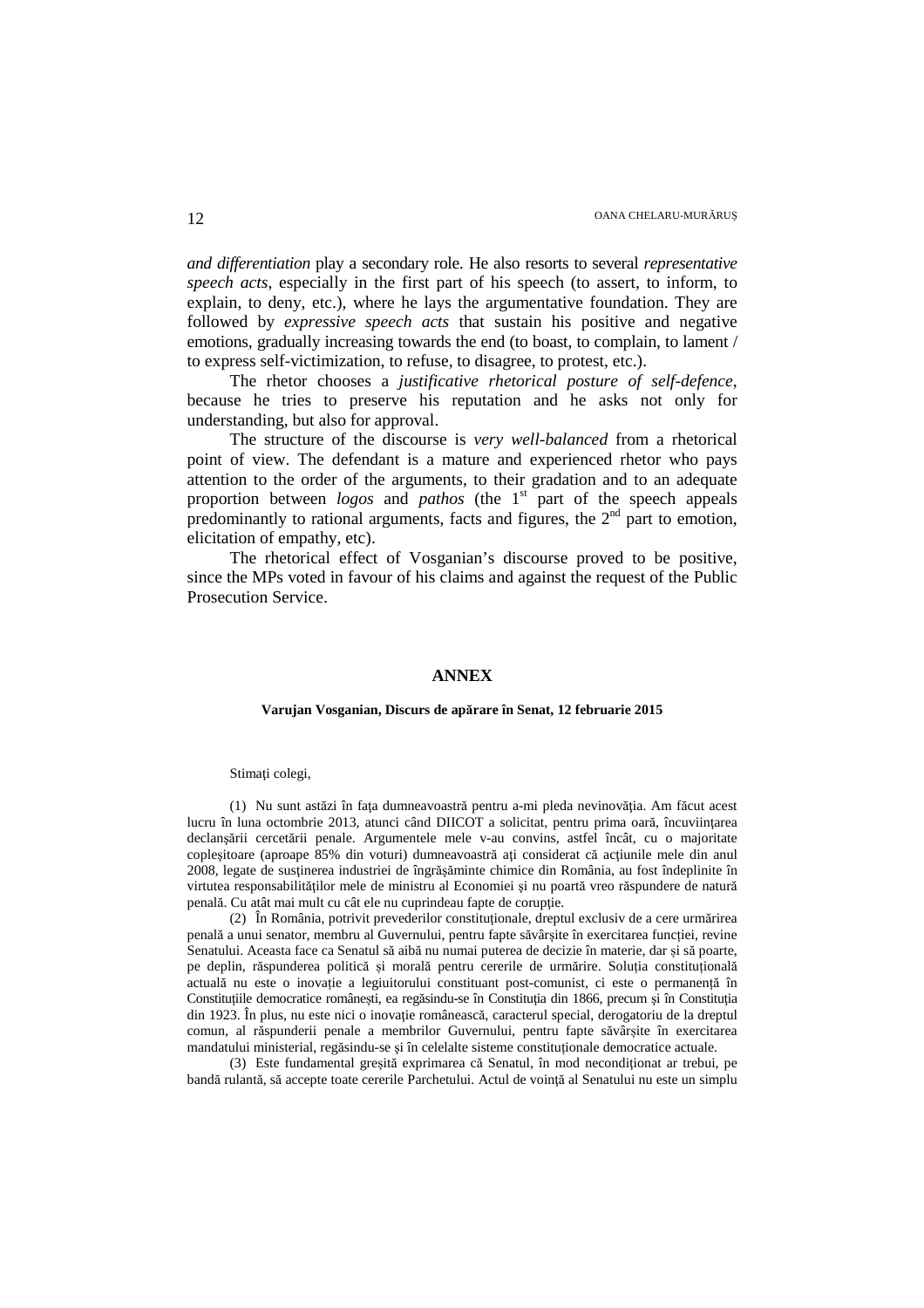*and differentiation* play a secondary role. He also resorts to several *representative speech acts*, especially in the first part of his speech (to assert, to inform, to explain, to deny, etc.), where he lays the argumentative foundation. They are followed by *expressive speech acts* that sustain his positive and negative emotions, gradually increasing towards the end (to boast, to complain, to lament / to express self-victimization, to refuse, to disagree, to protest, etc.).

The rhetor chooses a *justificative rhetorical posture of self-defence*, because he tries to preserve his reputation and he asks not only for understanding, but also for approval.

The structure of the discourse is *very well-balanced* from a rhetorical point of view. The defendant is a mature and experienced rhetor who pays attention to the order of the arguments, to their gradation and to an adequate proportion between *logos* and *pathos* (the 1st part of the speech appeals predominantly to rational arguments, facts and figures, the 2nd part to emotion, elicitation of empathy, etc).

The rhetorical effect of Vosganian's discourse proved to be positive, since the MPs voted in favour of his claims and against the request of the Public Prosecution Service.

## ANNEX

**Varujan Vosganian, Discurs de apărare în Senat, 12 februarie 2015**

Stimați colegi,

(1) Nu sunt astăzi în fața dumneavoastră pentru a-mi pleda nevinovăția. Am făcut acest lucru în luna octombrie 2013, atunci când DIICOT a solicitat, pentru prima oară, încuviințarea declanșării cercetării penale. Argumentele mele v-au convins, astfel încât, cu o majoritate copleșitoare (aproape 85% din voturi) dumneavoastră ați considerat că acțiunile mele din anul 2008, legate de susținerea industriei de îngrășăminte chimice din România, au fost îndeplinite în virtutea responsabilităților mele de ministru al Economiei şi nu poartă vreo răspundere de natură penală. Cu atât mai mult cu cât ele nu cuprindeau fapte de corupţie.

(2) În România, potrivit prevederilor constituționale, dreptul exclusiv de a cere urmărirea penală a unui senator, membru al Guvernului, pentru fapte săvârșite în exercitarea funcției, revine Senatului. Aceasta face ca Senatul să aibă nu numai puterea de decizie în materie, dar și să poarte, pe deplin, răspunderea politică și morală pentru cererile de urmărire. Soluția constituțională actuală nu este o inovație a legiuitorului constituant post-comunist, ci este o permanență în Constituțiile democratice românești, ea regăsindu-se în Constituția din 1866, precum și în Constituția din 1923. În plus, nu este nici o inovație românească, caracterul special, derogatoriu de la dreptul comun, al răspunderii penale a membrilor Guvernului, pentru fapte săvârșite în exercitarea mandatului ministerial, regăsindu-se şi în celelalte sisteme constituționale democratice actuale.

(3) Este fundamental greșită exprimarea că Senatul, în mod necondiționat ar trebui, pe bandă rulantă, să accepte toate cererile Parchetului. Actul de voinţă al Senatului nu este un simplu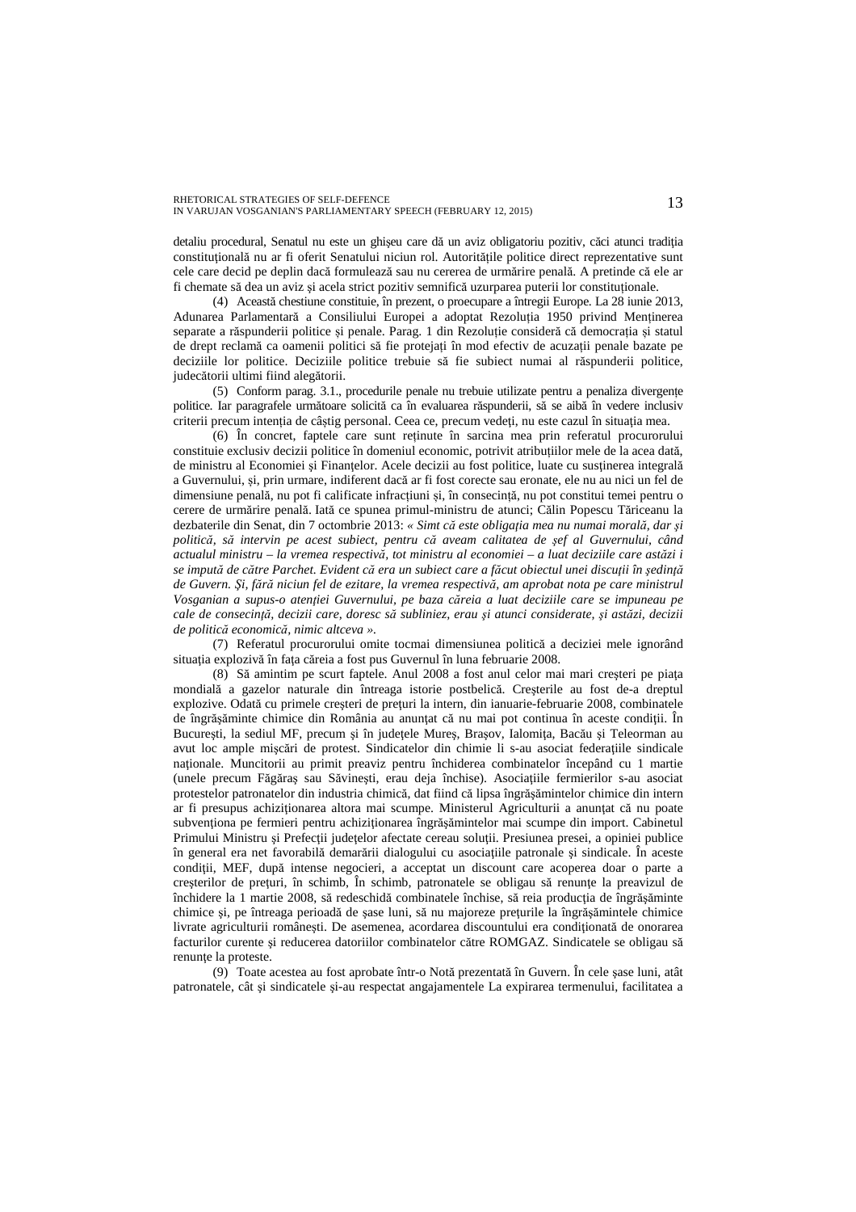detaliu procedural, Senatul nu este un ghișeu care dă un aviz obligatoriu pozitiv, căci atunci tradiția constituțională nu ar fi oferit Senatului niciun rol. Autoritățile politice direct reprezentative sunt cele care decid pe deplin dacă formulează sau nu cererea de urmărire penală. A pretinde că ele ar fi chemate să dea un aviz și acela strict pozitiv semnifică uzurparea puterii lor constituționale.

(4) Această chestiune constituie, în prezent, o proecupare a întregii Europe. La 28 iunie 2013, Adunarea Parlamentară a Consiliului Europei a adoptat Rezoluția 1950 privind Menținerea separate a răspunderii politice și penale. Parag. 1 din Rezoluție consideră că democrația și statul de drept reclamă ca oamenii politici să fie protejați în mod efectiv de acuzații penale bazate pe deciziile lor politice. Deciziile politice trebuie să fie subiect numai al răspunderii politice, judecătorii ultimi fiind alegătorii.

(5) Conform parag. 3.1., procedurile penale nu trebuie utilizate pentru a penaliza divergențe politice. Iar paragrafele următoare solicită ca în evaluarea răspunderii, să se aibă în vedere inclusiv criterii precum intenția de câștig personal. Ceea ce, precum vedeți, nu este cazul în situația mea.

(6) În concret, faptele care sunt reținute în sarcina mea prin referatul procurorului constituie exclusiv decizii politice în domeniul economic, potrivit atribuțiilor mele de la acea dată, de ministru al Economiei şi Finanţelor. Acele decizii au fost politice, luate cu susținerea integrală a Guvernului, și, prin urmare, indiferent dacă ar fi fost corecte sau eronate, ele nu au nici un fel de dimensiune penală, nu pot fi calificate infracțiuni și, în consecință, nu pot constitui temei pentru o cerere de urmărire penală. Iată ce spunea primul-ministru de atunci; Călin Popescu Tăriceanu la dezbaterile din Senat, din 7 octombrie 2013: *« Simt că este obligația mea nu numai morală, dar și politică, să intervin pe acest subiect, pentru că aveam calitatea de șef al Guvernului, când actualul ministru – la vremea respectivă, tot ministru al economiei – a luat deciziile care astăzi i se impută de către Parchet. Evident că era un subiect care a făcut obiectul unei discuții în ședință de Guvern. Şi, fără niciun fel de ezitare, la vremea respectivă, am aprobat nota pe care ministrul Vosganian a supus-o atenției Guvernului, pe baza căreia a luat deciziile care se impuneau pe cale de consecință, decizii care, doresc să subliniez, erau şi atunci considerate, și astăzi, decizii de politică economică, nimic altceva »*.

(7) Referatul procurorului omite tocmai dimensiunea politică a deciziei mele ignorând situaţia explozivă în faţa căreia a fost pus Guvernul în luna februarie 2008.

(8) Să amintim pe scurt faptele. Anul 2008 a fost anul celor mai mari creşteri pe piaţa mondială a gazelor naturale din întreaga istorie postbelică. Creşterile au fost de-a dreptul explozive. Odată cu primele creşteri de preţuri la intern, din ianuarie-februarie 2008, combinatele de îngrăşăminte chimice din România au anunţat că nu mai pot continua în aceste condiţii. În Bucureşti, la sediul MF, precum şi în judeţele Mureş, Brașov, Ialomiţa, Bacău şi Teleorman au avut loc ample mişcări de protest. Sindicatele din chimie li s-au asociat federaţiile sindicale naţionale. Muncitorii au primit preaviz pentru închiderea combinatelor începând cu 1 martie (unele precum Făgăraş sau Săvineşti, erau deja închise). Asociaţiile fermierilor s-au asociat protestelor patronatelor din industria chimică, dat fiind că lipsa îngrăşămintelor chimice din intern ar fi presupus achiziţionarea altora mai scumpe. Ministerul Agriculturii a anunţat că nu poate subvenţiona pe fermieri pentru achiziţionarea îngrăşămintelor mai scumpe din import. Cabinetul Primului Ministru şi Prefecţii judeţelor afectate cereau soluţii. Presiunea presei, a opiniei publice în general era net favorabilă demarării dialogului cu asociaţiile patronale şi sindicale. În aceste condiţii, MEF, după intense negocieri, a acceptat un discount care acoperea doar o parte a creşterilor de preţuri, în schimb, În schimb, patronatele se obligau să renunţe la preavizul de închidere la 1 martie 2008, să redeschidă combinatele închise, să reia producţia de îngrăşăminte chimice şi, pe întreaga perioadă de şase luni, să nu majoreze preţurile la îngrăşămintele chimice livrate agriculturii româneşti. De asemenea, acordarea discountului era condiţionată de onorarea facturilor curente şi reducerea datoriilor combinatelor către ROMGAZ. Sindicatele se obligau să renunţe la proteste.

(9) Toate acestea au fost aprobate într-o Notă prezentată în Guvern. În cele șase luni, atât patronatele, cât şi sindicatele şi-au respectat angajamentele La expirarea termenului, facilitatea a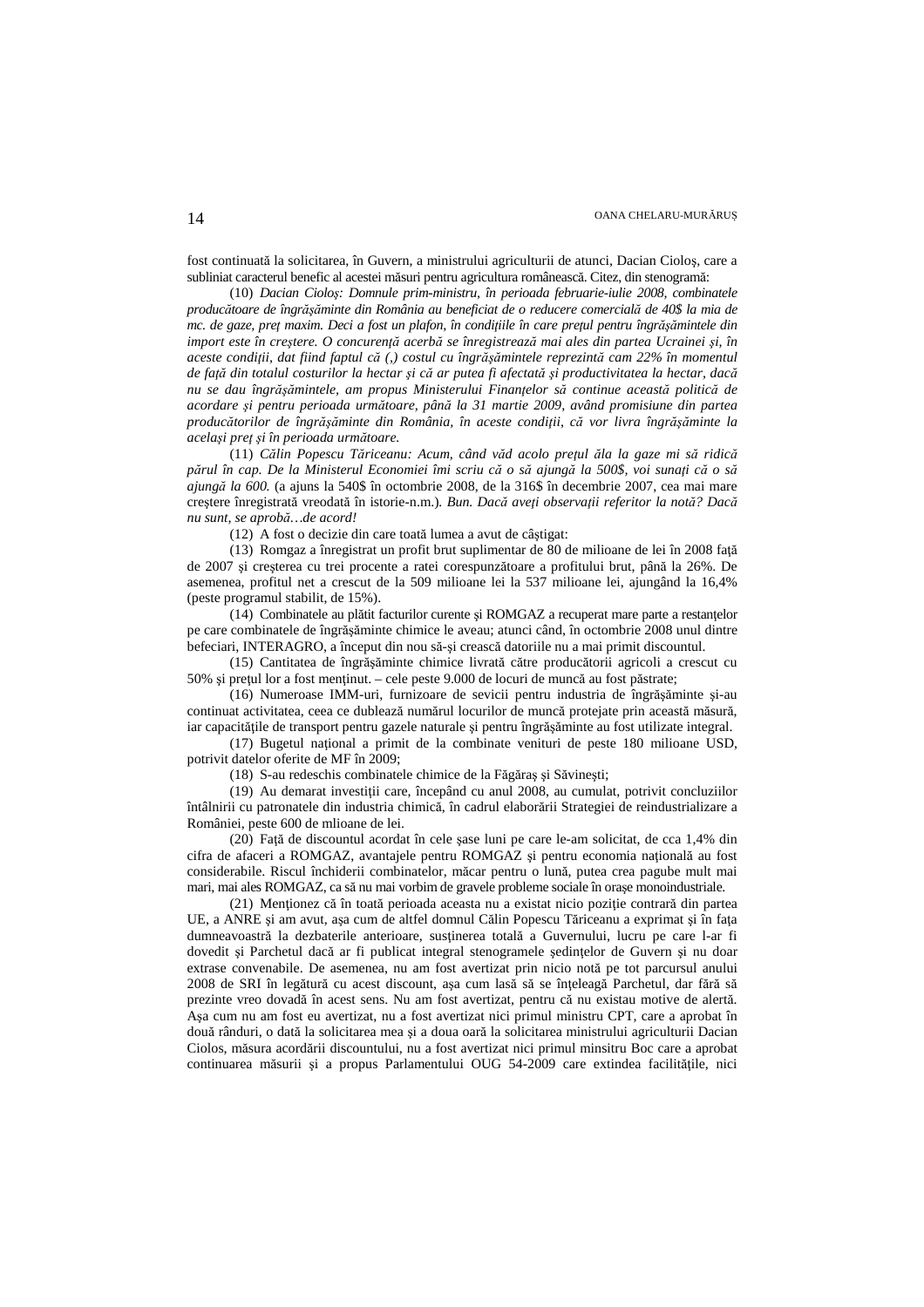fost continuată la solicitarea, în Guvern, a ministrului agriculturii de atunci, Dacian Cioloş, care a subliniat caracterul benefic al acestei măsuri pentru agricultura românească. Citez, din stenogramă:

(10) *Dacian Cioloş: Domnule prim-ministru, în perioada februarie-iulie 2008, combinatele producătoare de îngrăşăminte din România au beneficiat de o reducere comercială de 40$ la mia de mc. de gaze, preţ maxim. Deci a fost un plafon, în condiţiile în care preţul pentru îngrăşămintele din import este în creştere. O concurenţă acerbă se înregistrează mai ales din partea Ucrainei şi, în aceste condiţii, dat fiind faptul că (,) costul cu îngrăşămintele reprezintă cam 22% în momentul de faţă din totalul costurilor la hectar şi că ar putea fi afectată şi productivitatea la hectar, dacă nu se dau îngrăşămintele, am propus Ministerului Finanţelor să continue această politică de acordare şi pentru perioada următoare, până la 31 martie 2009, având promisiune din partea producătorilor de îngrăşăminte din România, în aceste condiţii, că vor livra îngrăşăminte la acelaşi preţ şi în perioada următoare.*

(11) *Călin Popescu Tăriceanu: Acum, când văd acolo preţul ăla la gaze mi să ridică părul în cap. De la Ministerul Economiei îmi scriu că o să ajungă la 500$, voi sunaţi că o să ajungă la 600.* (a ajuns la 540$ în octombrie 2008, de la 316$ în decembrie 2007, cea mai mare creştere înregistrată vreodată în istorie-n.m.). *Bun. Dacă aveţi observaţii referitor la notă? Dacă nu sunt, se aprobă…de acord!*

(12) A fost o decizie din care toată lumea a avut de câştigat:

(13) Romgaz a înregistrat un profit brut suplimentar de 80 de milioane de lei în 2008 faţă de 2007 şi creşterea cu trei procente a ratei corespunzătoare a profitului brut, până la 26%. De asemenea, profitul net a crescut de la 509 milioane lei la 537 milioane lei, ajungând la 16,4% (peste programul stabilit, de 15%).

(14) Combinatele au plătit facturilor curente şi ROMGAZ a recuperat mare parte a restanţelor pe care combinatele de îngrăşăminte chimice le aveau; atunci când, în octombrie 2008 unul dintre befeciari, INTERAGRO, a început din nou să-şi crească datoriile nu a mai primit discountul.

(15) Cantitatea de îngrăşăminte chimice livrată către producătorii agricoli a crescut cu 50% şi preţul lor a fost menţinut. – cele peste 9.000 de locuri de muncă au fost păstrate;

(16) Numeroase IMM-uri, furnizoare de sevicii pentru industria de îngrăşăminte şi-au continuat activitatea, ceea ce dublează numărul locurilor de muncă protejate prin această măsură, iar capacităţile de transport pentru gazele naturale şi pentru îngrăşăminte au fost utilizate integral.

(17) Bugetul naţional a primit de la combinate venituri de peste 180 milioane USD, potrivit datelor oferite de MF în 2009;

(18) S-au redeschis combinatele chimice de la Făgăraş şi Săvineşti;

(19) Au demarat investiţii care, începând cu anul 2008, au cumulat, potrivit concluziilor întâlnirii cu patronatele din industria chimică, în cadrul elaborării Strategiei de reindustrializare a României, peste 600 de mlioane de lei.

(20) Faţă de discountul acordat în cele şase luni pe care le-am solicitat, de cca 1,4% din cifra de afaceri a ROMGAZ, avantajele pentru ROMGAZ şi pentru economia naţională au fost considerabile. Riscul închiderii combinatelor, măcar pentru o lună, putea crea pagube mult mai mari, mai ales ROMGAZ, ca să nu mai vorbim de grave probleme sociale în oraşe monoindustriale.

(21) Menţionez că în toată perioada aceasta nu a existat nicio poziţie contrară din partea UE, a ANRE şi am avut, aşa cum de altfel domnul Călin Popescu Tăriceanu a exprimat şi în faţa dumneavoastră la dezbaterile anterioare, susţinerea totală a Guvernului, lucru pe care l-ar fi dovedit şi Parchetul dacă ar fi publicat integral stenogramele şedinţelor de Guvern şi nu doar extrase convenabile. De asemenea, nu am fost avertizat prin nicio notă pe tot parcursul anului 2008 de SRI în legătură cu acest discount, aşa cum lasă să se înţeleagă Parchetul, dar fără să prezinte vreo dovadă în acest sens. Nu am fost avertizat, pentru că nu existau motive de alertă. Aşa cum nu am fost eu avertizat, nu a fost avertizat nici primul ministru CPT, care a aprobat în două rânduri, o dată la solicitarea mea şi a doua oară la solicitarea ministrului agriculturii Dacian Ciolos, măsura acordării discountului, nu a fost avertizat nici primul minsitru Boc care a aprobat continuarea măsurii şi a propus Parlamentului OUG 54-2009 care extindea facilităţile, nici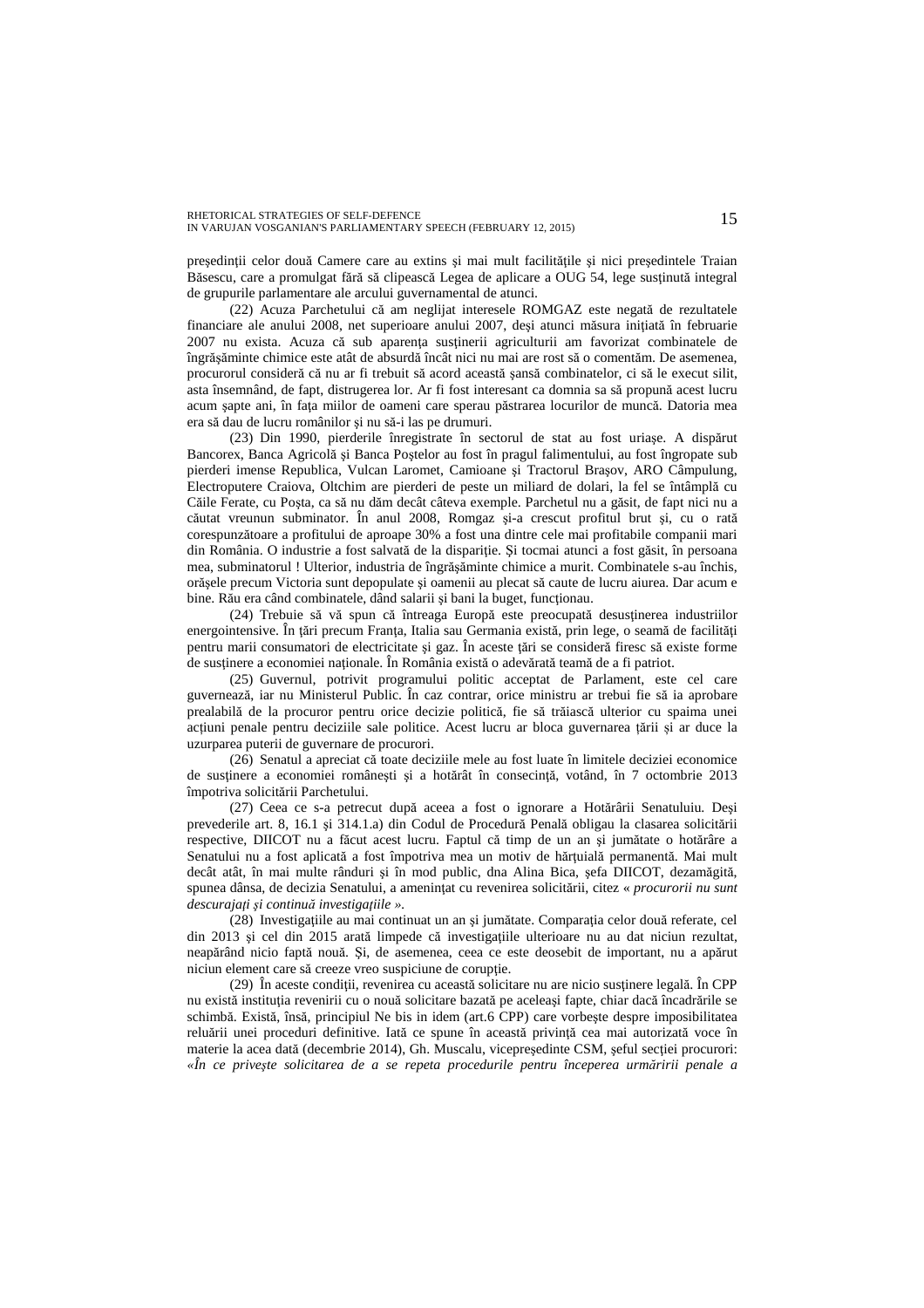preşedinţii celor două Camere care au extins şi mai mult facilităţile şi nici preşedintele Traian Băsescu, care a promulgat fără să clipească Legea de aplicare a OUG 54, lege susţinută integral de grupurile parlamentare ale arcului guvernamental de atunci.

(22) Acuza Parchetului că am neglijat interesele ROMGAZ este negată de rezultatele financiare ale anului 2008, net superioare anului 2007, deşi atunci măsura iniţiată în februarie 2007 nu exista. Acuza că sub aparenţa susţinerii agriculturii am favorizat combinatele de îngrăşăminte chimice este atât de absurdă încât nici nu mai are rost să o comentăm. De asemenea, procurorul consideră că nu ar fi trebuit să acord această şansă combinatelor, ci să le execut silit, asta însemnând, de fapt, distrugerea lor. Ar fi fost interesant ca domnia sa să propună acest lucru acum şapte ani, în faţa miilor de oameni care sperau păstrarea locurilor de muncă. Datoria mea era să dau de lucru românilor şi nu să-i las pe drumuri.

(23) Din 1990, pierderile înregistrate în sectorul de stat au fost uriaşe. A dispărut Bancorex, Banca Agricolă şi Banca Poştelor au fost în pragul falimentului, au fost îngropate sub pierderi imense Republica, Vulcan Laromet, Camioane şi Tractorul Braşov, ARO Câmpulung, Electroputere Craiova, Oltchim are pierderi de peste un miliard de dolari, la fel se întâmplă cu Căile Ferate, cu Poşta, ca să nu dăm decât câteva exemple. Parchetul nu a găsit, de fapt nici nu a căutat vreunun subminator. În anul 2008, Romgaz şi-a crescut profitul brut şi, cu o rată corespunzătoare a profitului de aproape 30% a fost una dintre cele mai profitabile companii mari din România. O industrie a fost salvată de la dispariţie. Şi tocmai atunci a fost găsit, în persoana mea, subminatorul ! Ulterior, industria de îngrăşăminte chimice a murit. Combinatele s-au închis, oraşele precum Victoria sunt depopulate şi oamenii au plecat să caute de lucru aiurea. Dar acum e bine. Rău era când combinatele, dând salarii şi bani la buget, funcţionau.

(24) Trebuie să vă spun că întreaga Europă este preocupată desusţinerea industriilor energointensive. În ţări precum Franţa, Italia sau Germania există, prin lege, o seamă de facilităţi pentru marii consumatori de electricitate şi gaz. În aceste ţări se consideră firesc să existe forme de susţinere a economiei naţionale. În România există o adevărată teamă de a fi patriot.

(25) Guvernul, potrivit programului politic acceptat de Parlament, este cel care guvernează, iar nu Ministerul Public. În caz contrar, orice ministru ar trebui fie să ia aprobare prealabilă de la procuror pentru orice decizie politică, fie să trăiască ulterior cu spaima unei acţiuni penale pentru deciziile sale politice. Acest lucru ar bloca guvernarea ţării şi ar duce la uzurparea puterii de guvernare de procurori.

(26) Senatul a apreciat că toate deciziile mele au fost luate în limitele deciziei economice de susţinere a economiei româneşti şi a hotărât în consecinţă, votând, în 7 octombrie 2013 împotriva solicitării Parchetului.

(27) Ceea ce s-a petrecut după aceea a fost o ignorare a Hotărârii Senatuluiu. Deşi prevederile art. 8, 16.1 şi 314.1.a) din Codul de Procedură Penală obligau la clasarea solicitării respective, DIICOT nu a făcut acest lucru. Faptul că timp de un an şi jumătate o hotărâre a Senatului nu a fost aplicată a fost împotriva mea un motiv de hărţuială permanentă. Mai mult decât atât, în mai multe rânduri şi în mod public, dna Alina Bica, şefa DIICOT, dezamăgită, spunea dânsa, de decizia Senatului, a ameninţat cu revenirea solicitării, citez « *procurorii nu sunt descurajaţi şi continuă investigaţiile* ».

(28) Investigaţiile au mai continuat un an şi jumătate. Comparaţia celor două referate, cel din 2013 şi cel din 2015 arată limpede că investigaţiile ulterioare nu au dat niciun rezultat, neapărând nicio faptă nouă. Şi, de asemenea, ceea ce este deosebit de important, nu a apărut niciun element care să creeze vreo suspiciune de corupţie.

(29) În aceste condiţii, revenirea cu această solicitare nu are nicio susţinere legală. În CPP nu există instituţia revenirii cu o nouă solicitare bazată pe aceleaşi fapte, chiar dacă încadrările se schimbă. Există, însă, principiul Ne bis in idem (art.6 CPP) care vorbeşte despre imposibilitatea reluării unei proceduri definitive. Iată ce spune în această privinţă cea mai autorizată voce în materie la acea dată (decembrie 2014), Gh. Muscalu, vicepreşedinte CSM, şeful secţiei procurori: «*În ce priveşte solicitarea de a se repeta procedurile pentru începerea urmăririi penale a*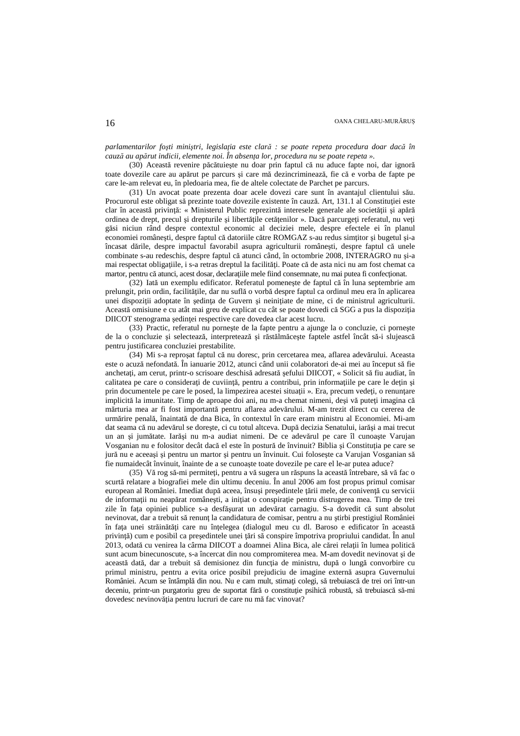*parlamentarilor foşti miniştri, legislaţia este clară : se poate repeta procedura doar dacă în cauză au apărut indicii, elemente noi. În absenţa lor, procedura nu se poate repeta ».*

(30) Această revenire păcătuieşte nu doar prin faptul că nu aduce fapte noi, dar ignoră toate dovezile care au apărut pe parcurs şi care mă dezincriminează, fie că e vorba de fapte pe care le-am relevat eu, în pledoaria mea, fie de altele colectate de Parchet pe parcurs.

(31) Un avocat poate prezenta doar acele dovezi care sunt în avantajul clientului său. Procurorul este obligat să prezinte toate dovezile existente în cauză. Art, 131.1 al Constituţiei este clar în această privinţă: « Ministerul Public reprezintă interesele generale ale societăţii şi apără ordinea de drept, precul şi drepturile şi libertăţile cetăţenilor ». Dacă parcurgeţi referatul, nu veţi găsi niciun rând despre contextul economic al deciziei mele, despre efectele ei în planul economiei româneşti, despre faptul că datoriile către ROMGAZ s-au redus simţitor şi bugetul şi-a încasat dările, despre impactul favorabil asupra agriculturii româneşti, despre faptul că unele combinate s-au redeschis, despre faptul că atunci când, în octombrie 2008, INTERAGRO nu şi-a mai respectat obligaţiile, i s-a retras dreptul la facilităţi. Poate că de asta nici nu am fost chemat ca martor, pentru că atunci, acest dosar, declaraţiile mele fiind consemnate, nu mai putea fi confecţionat.

(32) Iată un exemplu edificator. Referatul pomeneşte de faptul că în luna septembrie am prelungit, prin ordin, facilităţile, dar nu suflă o vorbă despre faptul ca ordinul meu era în aplicarea unei dispoziţii adoptate în şedinţa de Guvern şi neiniţiate de mine, ci de ministrul agriculturii. Această omisiune e cu atât mai greu de explicat cu cât se poate dovedi că SGG a pus la dispoziţia DIICOT stenograma şedinţei respective care dovedea clar acest lucru.

(33) Practic, referatul nu porneşte de la fapte pentru a ajunge la o concluzie, ci porneşte de la o concluzie şi selectează, interpretează şi răstălmăceşte faptele astfel încât să-i slujească pentru justificarea concluziei prestabilite.

(34) Mi s-a reproşat faptul că nu doresc, prin cercetarea mea, aflarea adevărului. Aceasta este o acuză nefondată. În ianuarie 2012, atunci când unii colaboratori de-ai mei au început să fie anchetaţi, am cerut, printr-o scrisoare deschisă adresată şefului DIICOT, « Solicit să fiu audiat, în calitatea pe care o consideraţi de cuviinţă, pentru a contribui, prin informaţiile pe care le deţin şi prin documentele pe care le posed, la limpezirea acestei situaţii ». Era, precum vedeţi, o renunţare implicită la imunitate. Timp de aproape doi ani, nu m-a chemat nimeni, deşi vă puteţi imagina că mărturia mea ar fi fost importantă pentru aflarea adevărului. M-am trezit direct cu cererea de urmărire penală, înaintată de dna Bica, în contextul în care eram ministru al Economiei. Mi-am dat seama că nu adevărul se doreşte, ci cu totul altceva. După decizia Senatului, iarăşi a mai trecut un an şi jumătate. Iarăşi nu m-a audiat nimeni. De ce adevărul pe care îl cunoaşte Varujan Vosganian nu e folositor decât dacă el este în postură de învinuit? Biblia şi Constituţia pe care se jură nu e aceeaşi şi pentru un martor şi pentru un învinuit. Cui foloseşte ca Varujan Vosganian să fie numaidecât învinuit, înainte de a se cunoaşte toate dovezile pe care el le-ar putea aduce?

(35) Vă rog să-mi permiteţi, pentru a vă sugera un răspuns la această întrebare, să vă fac o scurtă relatare a biografiei mele din ultimu deceniu. În anul 2006 am fost propus primul comisar european al României. Imediat după aceea, însuşi preşedintele ţării mele, de conivenţă cu servicii de informaţii nu neapărat româneşti, a iniţiat o conspiraţie pentru distrugerea mea. Timp de trei zile în faţa opiniei publice s-a desfăşurat un adevărat carnagiu. S-a dovedit că sunt absolut nevinovat, dar a trebuit să renunţ la candidatura de comisar, pentru a nu ştirbi prestigiul României în faţa unei străinătăţi care nu înţelegea (dialogul meu cu dl. Baroso e edificator în această privinţă) cum e posibil ca preşedintele unei ţări să conspire împotriva propriului candidat. În anul 2013, odată cu venirea la cârma DIICOT a doamnei Alina Bica, ale cărei relaţii în lumea politică sunt acum binecunoscute, s-a încercat din nou compromiterea mea. M-am dovedit nevinovat şi de această dată, dar a trebuit să demisionez din funcţia de ministru, după o lungă convorbire cu primul ministru, pentru a evita orice posibil prejudiciu de imagine externă asupra Guvernului României. Acum se întâmplă din nou. Nu e cam mult, stimaţi colegi, să trebuiască de trei ori într-un deceniu, printr-un purgatoriu greu de suportat fără o constituţie psihică robustă, să trebuiască să-mi dovedesc nevinovăţia pentru lucruri de care nu mă fac vinovat?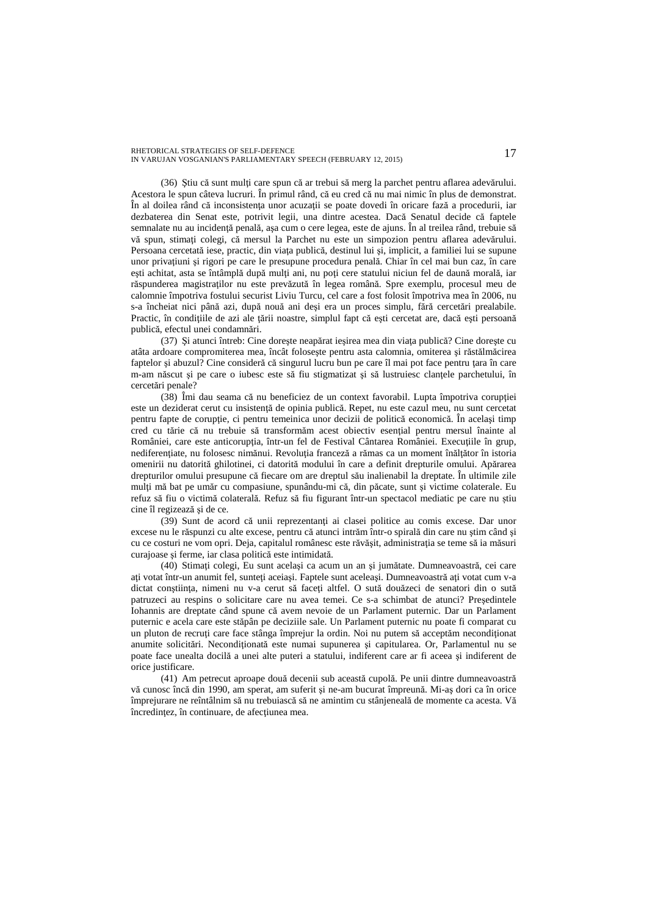(36) Știu că sunt mulți care spun că ar trebui să merg la parchet pentru aflarea adevărului. Acestora le spun câteva lucruri. În primul rând, că eu cred că nu mai nimic în plus de demonstrat. În al doilea rând că inconsistența unor acuzații se poate dovedi în oricare fază a procedurii, iar dezbaterea din Senat este, potrivit legii, una dintre acestea. Dacă Senatul decide că faptele semnalate nu au incidență penală, așa cum o cere legea, este de ajuns. În al treilea rând, trebuie să vă spun, stimați colegi, că mersul la Parchet nu este un simpozion pentru aflarea adevărului. Persoana cercetată iese, practic, din viața publică, destinul lui și, implicit, a familiei lui se supune unor privațiuni și rigori pe care le presupune procedura penală. Chiar în cel mai bun caz, în care ești achitat, asta se întâmplă după mulți ani, nu poți cere statului niciun fel de daună morală, iar răspunderea magistraților nu este prevăzută în legea română. Spre exemplu, procesul meu de calomnie împotriva fostului securist Liviu Turcu, cel care a fost folosit împotriva mea în 2006, nu s-a încheiat nici până azi, după nouă ani deși era un proces simplu, fără cercetări prealabile. Practic, în condițiile de azi ale țării noastre, simplul fapt că ești cercetat are, dacă ești persoană publică, efectul unei condamnări.

(37) Și atunci întreb: Cine dorește neapărat ieșirea mea din viața publică? Cine dorește cu atâta ardoare compromiterea mea, încât folosește pentru asta calomnia, omiterea și răstălmăcirea faptelor și abuzul? Cine consideră că singurul lucru bun pe care îl mai pot face pentru țara în care m-am născut și pe care o iubesc este să fiu stigmatizat și să lustruiesc clanțele parchetului, în cercetări penale?

(38) Îmi dau seama că nu beneficiez de un context favorabil. Lupta împotriva corupției este un deziderat cerut cu insistență de opinia publică. Repet, nu este cazul meu, nu sunt cercetat pentru fapte de corupție, ci pentru temeinica unor decizii de politică economică. În același timp cred cu tărie că nu trebuie să transformăm acest obiectiv esențial pentru mersul înainte al României, care este anticorupția, într-un fel de Festival Cântarea României. Execuțiile în grup, nediferențiate, nu folosesc nimănui. Revoluția franceză a rămas ca un moment înălțător în istoria omenirii nu datorită ghilotinei, ci datorită modului în care a definit drepturile omului. Apărarea drepturilor omului presupune că fiecare om are dreptul său inalienabil la dreptate. În ultimile zile mulți mă bat pe umăr cu compasiune, spunându-mi că, din păcate, sunt și victime colaterale. Eu refuz să fiu o victimă colaterală. Refuz să fiu figurant într-un spectacol mediatic pe care nu știu cine îl regizează și de ce.

(39) Sunt de acord că unii reprezentanți ai clasei politice au comis excese. Dar unor excese nu le răspunzi cu alte excese, pentru că atunci intrăm într-o spirală din care nu știm când și cu ce costuri ne vom opri. Deja, capitalul românesc este răvășit, administrația se teme să ia măsuri curajoase și ferme, iar clasa politică este intimidată.

(40) Stimați colegi, Eu sunt același ca acum un an și jumătate. Dumneavoastră, cei care ați votat într-un anumit fel, sunteți aceiași. Faptele sunt aceleași. Dumneavoastră ați votat cum v-a dictat conștiința, nimeni nu v-a cerut să faceți altfel. O sută douăzeci de senatori din o sută patruzeci au respins o solicitare care nu avea temei. Ce s-a schimbat de atunci? Președintele Iohannis are dreptate când spune că avem nevoie de un Parlament puternic. Dar un Parlament puternic e acela care este stăpân pe deciziile sale. Un Parlament puternic nu poate fi comparat cu un pluton de recruți care face stânga împrejur la ordin. Noi nu putem să acceptăm necondiționat anumite solicitări. Necondiționată este numai supunerea și capitularea. Or, Parlamentul nu se poate face unealta docilă a unei alte puteri a statului, indiferent care ar fi aceea și indiferent de orice justificare.

(41) Am petrecut aproape două decenii sub această cupolă. Pe unii dintre dumneavoastră vă cunosc încă din 1990, am sperat, am suferit și ne-am bucurat împreună. Mi-aș dori ca în orice împrejurare ne reîntâlnim să nu trebuiască să ne amintim cu stânjeneală de momente ca acesta. Vă încredințez, în continuare, de afecțiunea mea.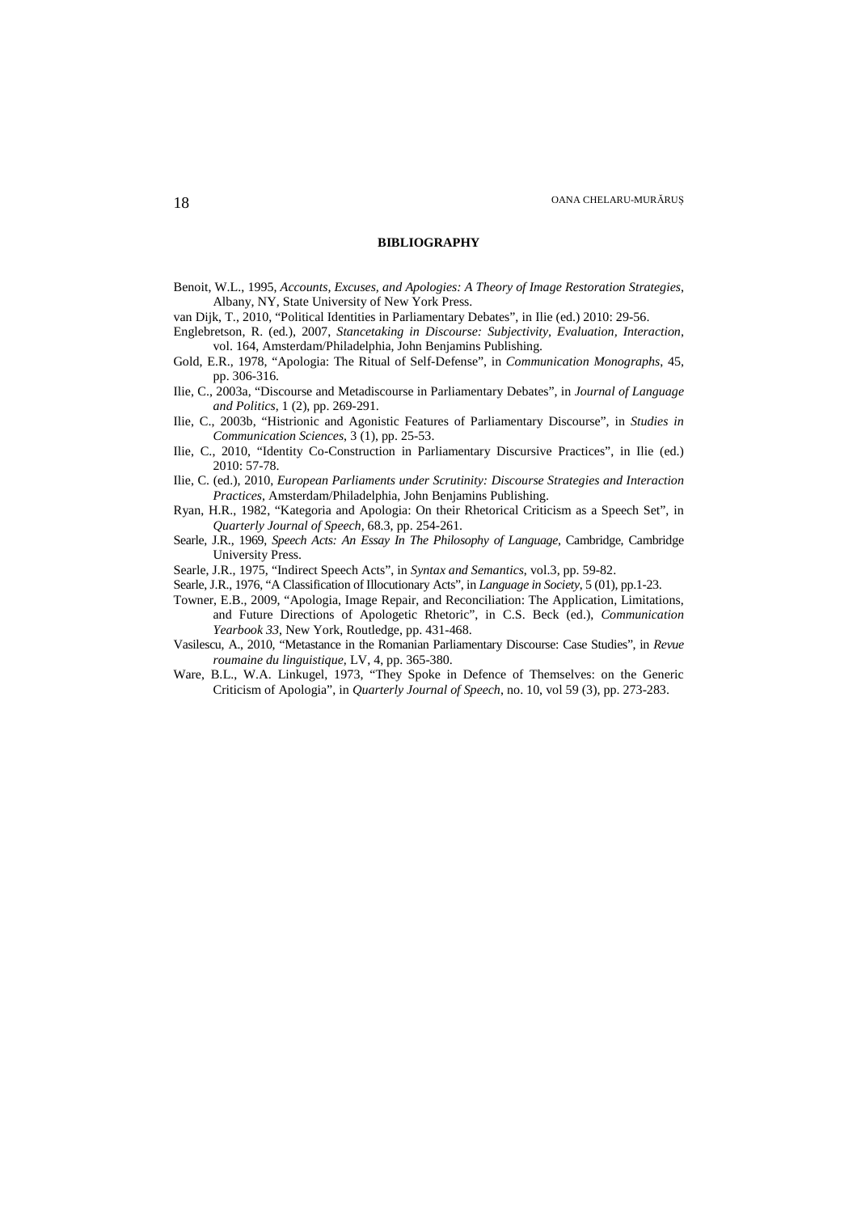## BIBLIOGRAPHY

Benoit, W.L., 1995, *Accounts, Excuses, and Apologies: A Theory of Image Restoration Strategies*, Albany, NY, State University of New York Press.

van Dijk, T., 2010, "Political Identities in Parliamentary Debates", in Ilie (ed.) 2010: 29-56.

Englebretson, R. (ed.), 2007, *Stancetaking in Discourse: Subjectivity, Evaluation, Interaction*, vol. 164, Amsterdam/Philadelphia, John Benjamins Publishing.

Gold, E.R., 1978, "Apologia: The Ritual of Self-Defense", in *Communication Monographs*, 45, pp. 306-316.

Ilie, C., 2003a, "Discourse and Metadiscourse in Parliamentary Debates", in *Journal of Language and Politics*, 1 (2), pp. 269-291.

Ilie, C., 2003b, "Histrionic and Agonistic Features of Parliamentary Discourse", in *Studies in Communication Sciences*, 3 (1), pp. 25-53.

Ilie, C., 2010, "Identity Co-Construction in Parliamentary Discursive Practices", in Ilie (ed.) 2010: 57-78.

Ilie, C. (ed.), 2010, *European Parliaments under Scrutinity: Discourse Strategies and Interaction Practices*, Amsterdam/Philadelphia, John Benjamins Publishing.

Ryan, H.R., 1982, "Kategoria and Apologia: On their Rhetorical Criticism as a Speech Set", in *Quarterly Journal of Speech*, 68.3, pp. 254-261.

Searle, J.R., 1969, *Speech Acts: An Essay In The Philosophy of Language*, Cambridge, Cambridge University Press.

Searle, J.R., 1975, "Indirect Speech Acts", in *Syntax and Semantics*, vol.3, pp. 59-82.

Searle, J.R., 1976, "A Classification of Illocutionary Acts", in *Language in Society*, 5 (01), pp.1-23.

Towner, E.B., 2009, "Apologia, Image Repair, and Reconciliation: The Application, Limitations, and Future Directions of Apologetic Rhetoric", in C.S. Beck (ed.), *Communication Yearbook 33*, New York, Routledge, pp. 431-468.

Vasilescu, A., 2010, "Metastance in the Romanian Parliamentary Discourse: Case Studies", in *Revue roumaine du linguistique*, LV, 4, pp. 365-380.

Ware, B.L., W.A. Linkugel, 1973, "They Spoke in Defence of Themselves: on the Generic Criticism of Apologia", in *Quarterly Journal of Speech*, no. 10, vol 59 (3), pp. 273-283.